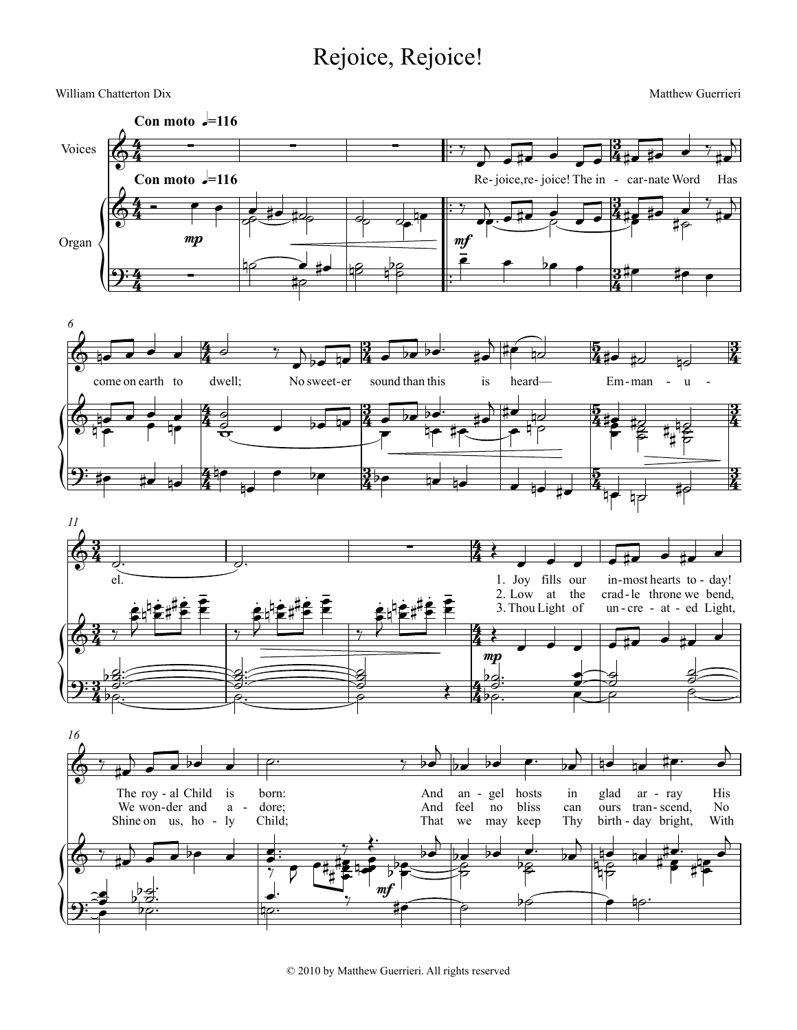# Rejoice, Rejoice!

William Chatterton Dix

Matthew Guerrieri

**Con moto** ♩=116

Voices

Organ

Re- joice, re- joice! The in - car-nate Word Has come on earth to dwell; No sweet-er sound than this is heard— Em- man - u - el.

1. Joy fills our in-most hearts to - day! The roy - al Child is born: And an - gel hosts in glad ar - ray His

2. Low at the crad - le throne we bend, We won - der and a - dore; And feel no bliss can ours tran - scend, No

3. Thou Light of un - cre - at - ed Light, Shine on us, ho - ly Child; That we may keep Thy birth - day bright, With

© 2010 by Matthew Guerrieri. All rights reserved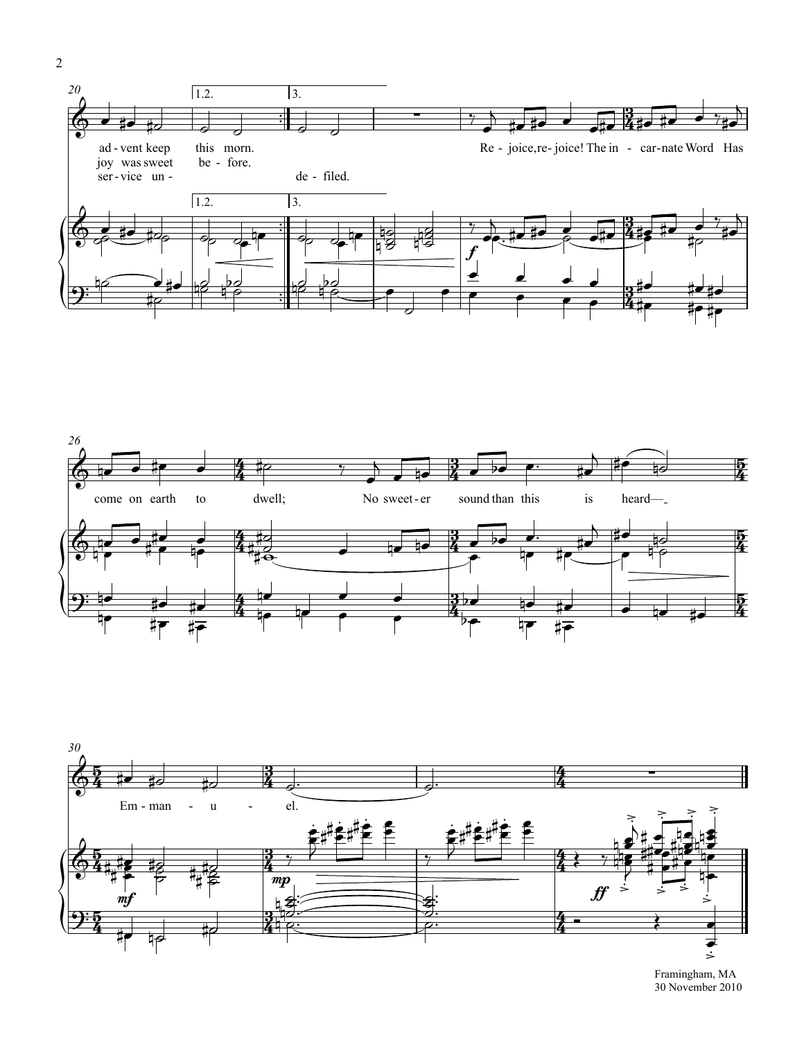ad - vent keep this morn.
joy was sweet be - fore.
ser - vice un - de - filed.

Re - joice, re - joice! The in - car - nate Word Has come on earth to dwell; No sweet - er sound than this is heard— Em - man - u - el.

Framingham, MA
30 November 2010